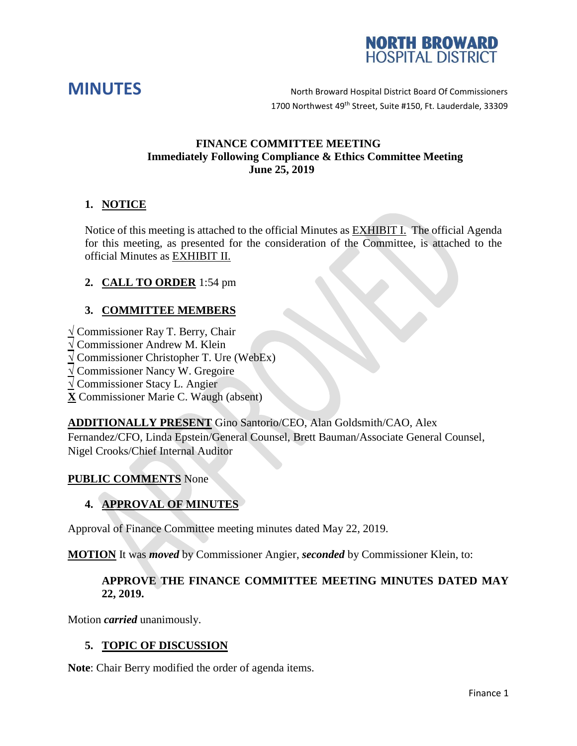NORTH BROWARD HOSPITAL DISTRICT

# MINUTES

North Broward Hospital District Board Of Commissioners
1700 Northwest 49th Street, Suite #150, Ft. Lauderdale, 33309

**FINANCE COMMITTEE MEETING**
**Immediately Following Compliance & Ethics Committee Meeting**
**June 25, 2019**

## 1. NOTICE

Notice of this meeting is attached to the official Minutes as EXHIBIT I. The official Agenda for this meeting, as presented for the consideration of the Committee, is attached to the official Minutes as EXHIBIT II.

## 2. CALL TO ORDER 1:54 pm

## 3. COMMITTEE MEMBERS

√ Commissioner Ray T. Berry, Chair
√ Commissioner Andrew M. Klein
√ Commissioner Christopher T. Ure (WebEx)
√ Commissioner Nancy W. Gregoire
√ Commissioner Stacy L. Angier
**X** Commissioner Marie C. Waugh (absent)

**ADDITIONALLY PRESENT** Gino Santorio/CEO, Alan Goldsmith/CAO, Alex Fernandez/CFO, Linda Epstein/General Counsel, Brett Bauman/Associate General Counsel, Nigel Crooks/Chief Internal Auditor

**PUBLIC COMMENTS** None

## 4. APPROVAL OF MINUTES

Approval of Finance Committee meeting minutes dated May 22, 2019.

**MOTION** It was ***moved*** by Commissioner Angier, ***seconded*** by Commissioner Klein, to:

> **APPROVE THE FINANCE COMMITTEE MEETING MINUTES DATED MAY 22, 2019.**

Motion ***carried*** unanimously.

## 5. TOPIC OF DISCUSSION

**Note**: Chair Berry modified the order of agenda items.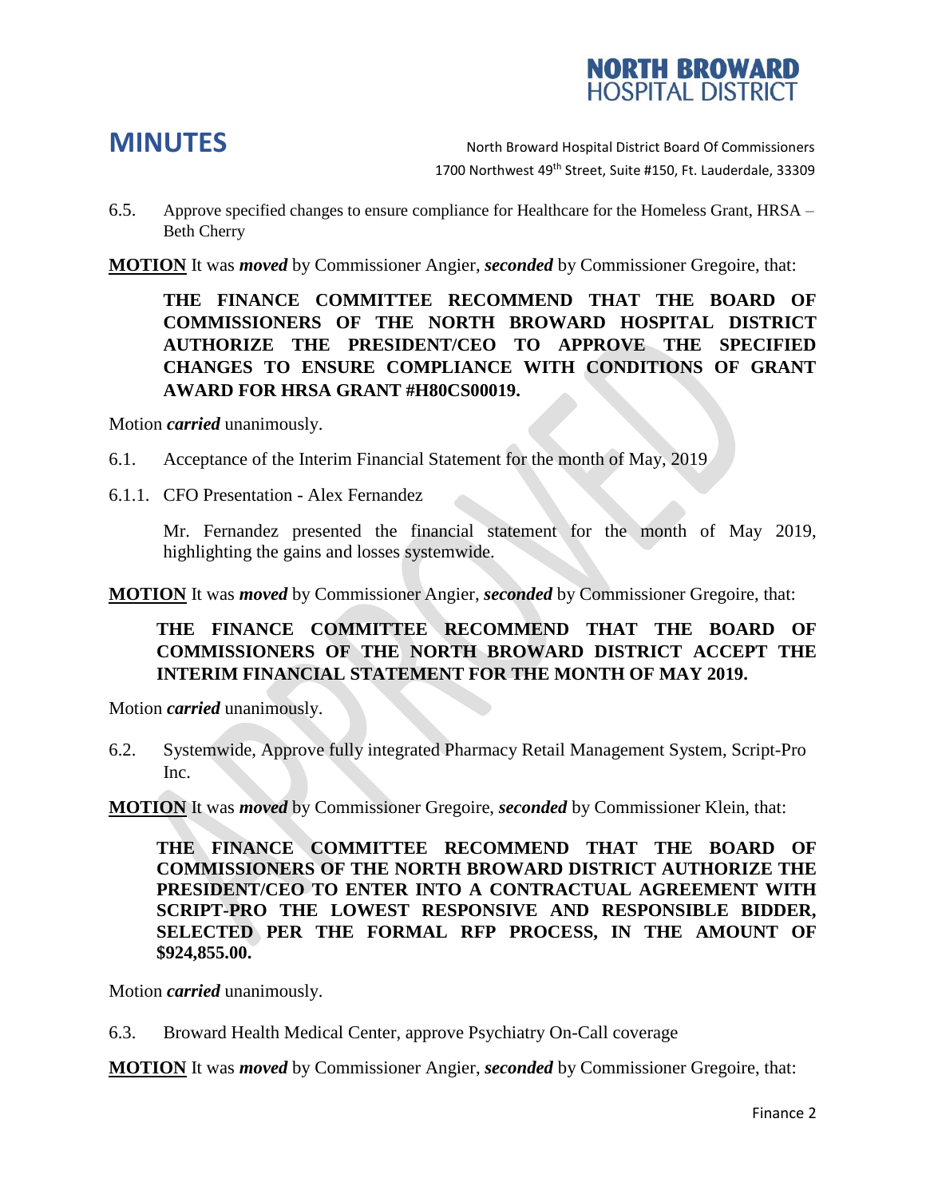6.5. Approve specified changes to ensure compliance for Healthcare for the Homeless Grant, HRSA – Beth Cherry

**MOTION** It was ***moved*** by Commissioner Angier, ***seconded*** by Commissioner Gregoire, that:

> **THE FINANCE COMMITTEE RECOMMEND THAT THE BOARD OF COMMISSIONERS OF THE NORTH BROWARD HOSPITAL DISTRICT AUTHORIZE THE PRESIDENT/CEO TO APPROVE THE SPECIFIED CHANGES TO ENSURE COMPLIANCE WITH CONDITIONS OF GRANT AWARD FOR HRSA GRANT #H80CS00019.**

Motion ***carried*** unanimously.

6.1. Acceptance of the Interim Financial Statement for the month of May, 2019

6.1.1. CFO Presentation - Alex Fernandez

Mr. Fernandez presented the financial statement for the month of May 2019, highlighting the gains and losses systemwide.

**MOTION** It was ***moved*** by Commissioner Angier, ***seconded*** by Commissioner Gregoire, that:

> **THE FINANCE COMMITTEE RECOMMEND THAT THE BOARD OF COMMISSIONERS OF THE NORTH BROWARD DISTRICT ACCEPT THE INTERIM FINANCIAL STATEMENT FOR THE MONTH OF MAY 2019.**

Motion ***carried*** unanimously.

6.2. Systemwide, Approve fully integrated Pharmacy Retail Management System, Script-Pro Inc.

**MOTION** It was ***moved*** by Commissioner Gregoire, ***seconded*** by Commissioner Klein, that:

> **THE FINANCE COMMITTEE RECOMMEND THAT THE BOARD OF COMMISSIONERS OF THE NORTH BROWARD DISTRICT AUTHORIZE THE PRESIDENT/CEO TO ENTER INTO A CONTRACTUAL AGREEMENT WITH SCRIPT-PRO THE LOWEST RESPONSIVE AND RESPONSIBLE BIDDER, SELECTED PER THE FORMAL RFP PROCESS, IN THE AMOUNT OF $924,855.00.**

Motion ***carried*** unanimously.

6.3. Broward Health Medical Center, approve Psychiatry On-Call coverage

**MOTION** It was ***moved*** by Commissioner Angier, ***seconded*** by Commissioner Gregoire, that: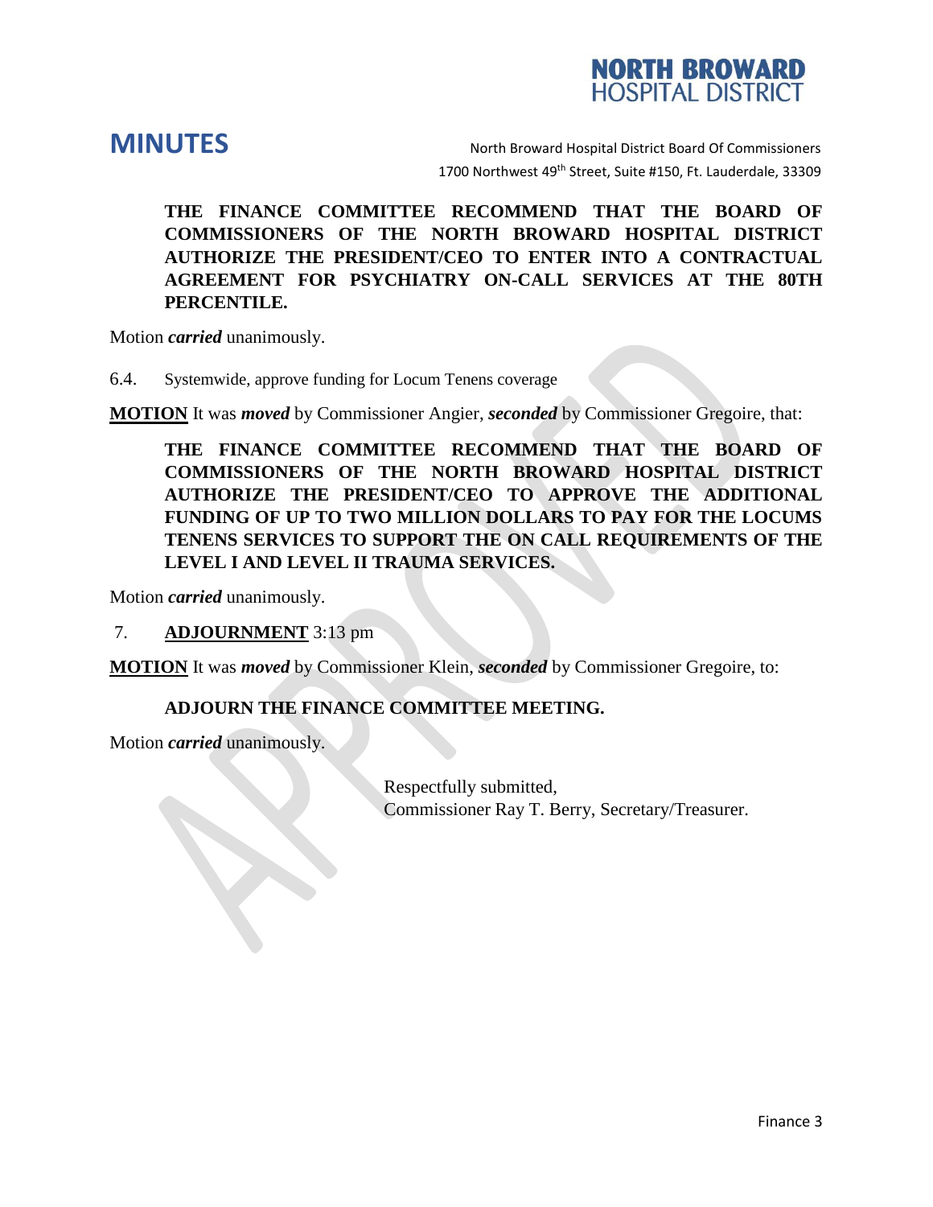# MINUTES

North Broward Hospital District Board Of Commissioners
1700 Northwest 49th Street, Suite #150, Ft. Lauderdale, 33309

**THE FINANCE COMMITTEE RECOMMEND THAT THE BOARD OF COMMISSIONERS OF THE NORTH BROWARD HOSPITAL DISTRICT AUTHORIZE THE PRESIDENT/CEO TO ENTER INTO A CONTRACTUAL AGREEMENT FOR PSYCHIATRY ON-CALL SERVICES AT THE 80TH PERCENTILE.**

Motion ***carried*** unanimously.

6.4. Systemwide, approve funding for Locum Tenens coverage

**MOTION** It was ***moved*** by Commissioner Angier, ***seconded*** by Commissioner Gregoire, that:

**THE FINANCE COMMITTEE RECOMMEND THAT THE BOARD OF COMMISSIONERS OF THE NORTH BROWARD HOSPITAL DISTRICT AUTHORIZE THE PRESIDENT/CEO TO APPROVE THE ADDITIONAL FUNDING OF UP TO TWO MILLION DOLLARS TO PAY FOR THE LOCUMS TENENS SERVICES TO SUPPORT THE ON CALL REQUIREMENTS OF THE LEVEL I AND LEVEL II TRAUMA SERVICES.**

Motion ***carried*** unanimously.

7. **ADJOURNMENT** 3:13 pm

**MOTION** It was ***moved*** by Commissioner Klein, ***seconded*** by Commissioner Gregoire, to:

**ADJOURN THE FINANCE COMMITTEE MEETING.**

Motion ***carried*** unanimously.

Respectfully submitted,
Commissioner Ray T. Berry, Secretary/Treasurer.